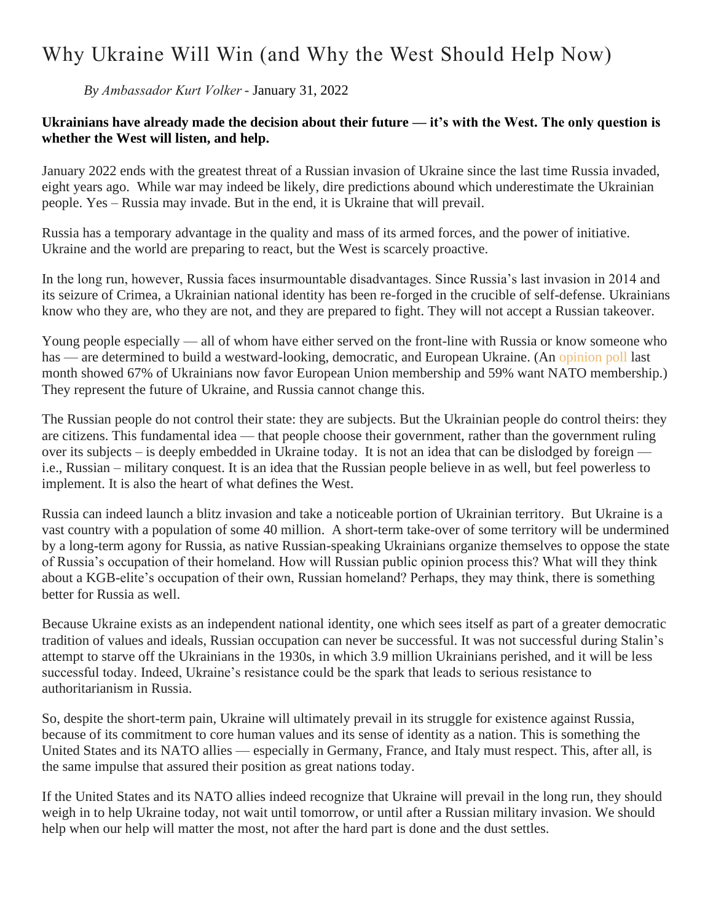# Why Ukraine Will Win (and Why the West Should Help Now)

*By Ambassador Kurt Volker* - January 31, 2022

**Ukrainians have already made the decision about their future — it's with the West. The only question is whether the West will listen, and help.**

January 2022 ends with the greatest threat of a Russian invasion of Ukraine since the last time Russia invaded, eight years ago. While war may indeed be likely, dire predictions abound which underestimate the Ukrainian people. Yes – Russia may invade. But in the end, it is Ukraine that will prevail.

Russia has a temporary advantage in the quality and mass of its armed forces, and the power of initiative. Ukraine and the world are preparing to react, but the West is scarcely proactive.

In the long run, however, Russia faces insurmountable disadvantages. Since Russia's last invasion in 2014 and its seizure of Crimea, a Ukrainian national identity has been re-forged in the crucible of self-defense. Ukrainians know who they are, who they are not, and they are prepared to fight. They will not accept a Russian takeover.

Young people especially — all of whom have either served on the front-line with Russia or know someone who has — are determined to build a westward-looking, democratic, and European Ukraine. (An opinion poll last month showed 67% of Ukrainians now favor European Union membership and 59% want NATO membership.) They represent the future of Ukraine, and Russia cannot change this.

The Russian people do not control their state: they are subjects. But the Ukrainian people do control theirs: they are citizens. This fundamental idea — that people choose their government, rather than the government ruling over its subjects – is deeply embedded in Ukraine today. It is not an idea that can be dislodged by foreign — i.e., Russian – military conquest. It is an idea that the Russian people believe in as well, but feel powerless to implement. It is also the heart of what defines the West.

Russia can indeed launch a blitz invasion and take a noticeable portion of Ukrainian territory. But Ukraine is a vast country with a population of some 40 million. A short-term take-over of some territory will be undermined by a long-term agony for Russia, as native Russian-speaking Ukrainians organize themselves to oppose the state of Russia's occupation of their homeland. How will Russian public opinion process this? What will they think about a KGB-elite's occupation of their own, Russian homeland? Perhaps, they may think, there is something better for Russia as well.

Because Ukraine exists as an independent national identity, one which sees itself as part of a greater democratic tradition of values and ideals, Russian occupation can never be successful. It was not successful during Stalin's attempt to starve off the Ukrainians in the 1930s, in which 3.9 million Ukrainians perished, and it will be less successful today. Indeed, Ukraine's resistance could be the spark that leads to serious resistance to authoritarianism in Russia.

So, despite the short-term pain, Ukraine will ultimately prevail in its struggle for existence against Russia, because of its commitment to core human values and its sense of identity as a nation. This is something the United States and its NATO allies — especially in Germany, France, and Italy must respect. This, after all, is the same impulse that assured their position as great nations today.

If the United States and its NATO allies indeed recognize that Ukraine will prevail in the long run, they should weigh in to help Ukraine today, not wait until tomorrow, or until after a Russian military invasion. We should help when our help will matter the most, not after the hard part is done and the dust settles.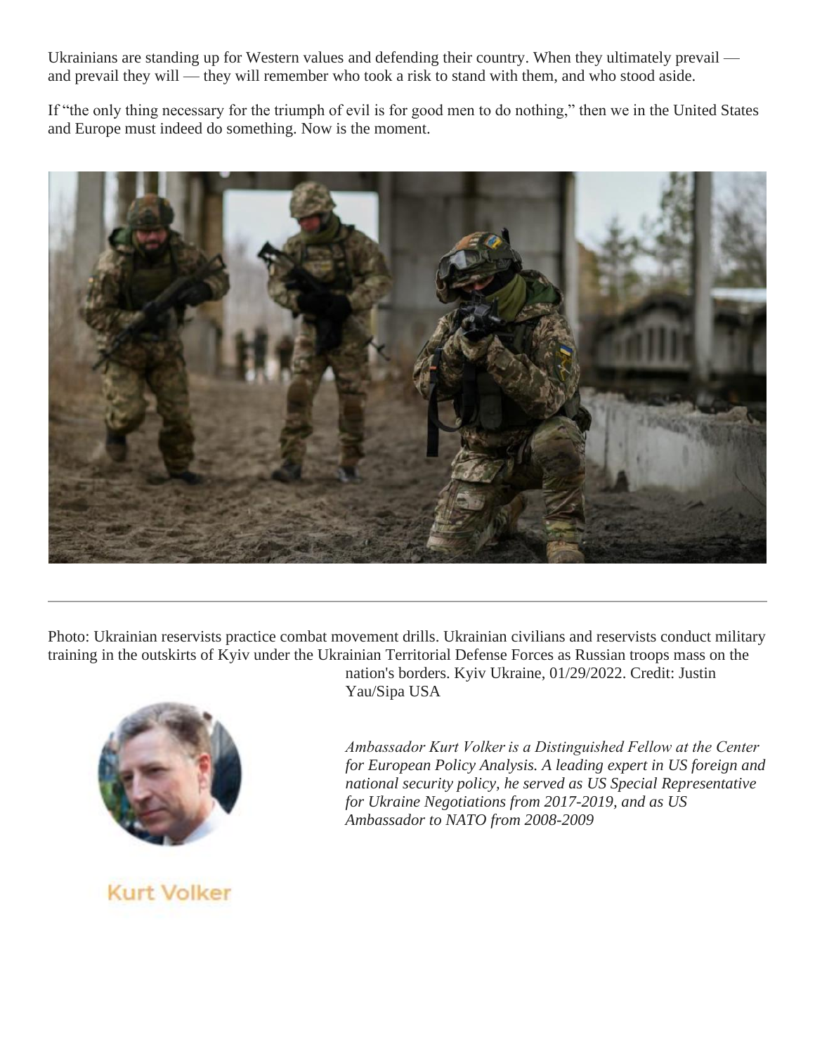Ukrainians are standing up for Western values and defending their country. When they ultimately prevail — and prevail they will — they will remember who took a risk to stand with them, and who stood aside.

If "the only thing necessary for the triumph of evil is for good men to do nothing," then we in the United States and Europe must indeed do something. Now is the moment.

---

Photo: Ukrainian reservists practice combat movement drills. Ukrainian civilians and reservists conduct military training in the outskirts of Kyiv under the Ukrainian Territorial Defense Forces as Russian troops mass on the nation's borders. Kyiv Ukraine, 01/29/2022. Credit: Justin Yau/Sipa USA

*Ambassador Kurt Volker is a Distinguished Fellow at the Center for European Policy Analysis. A leading expert in US foreign and national security policy, he served as US Special Representative for Ukraine Negotiations from 2017-2019, and as US Ambassador to NATO from 2008-2009*

Kurt Volker